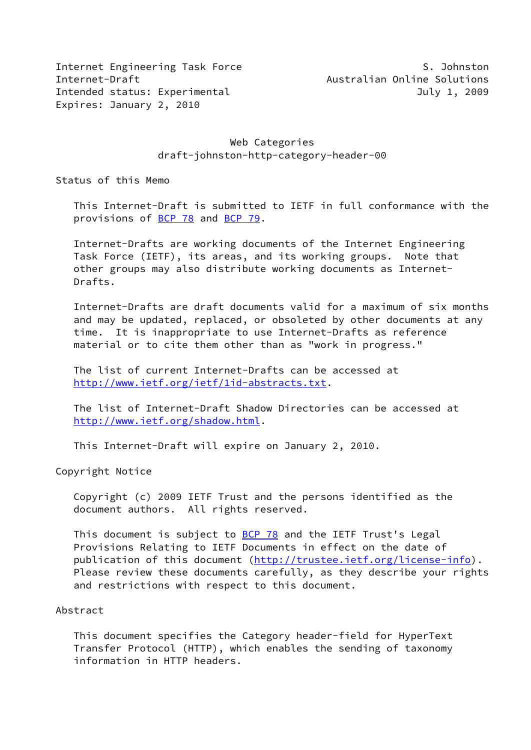Internet Engineering Task Force S. Johnston
Internet-Draft Australian Online Solutions
Intended status: Experimental July 1, 2009
Expires: January 2, 2010

# Web Categories
## draft-johnston-http-category-header-00

## Status of this Memo

This Internet-Draft is submitted to IETF in full conformance with the provisions of BCP 78 and BCP 79.

Internet-Drafts are working documents of the Internet Engineering Task Force (IETF), its areas, and its working groups. Note that other groups may also distribute working documents as Internet-Drafts.

Internet-Drafts are draft documents valid for a maximum of six months and may be updated, replaced, or obsoleted by other documents at any time. It is inappropriate to use Internet-Drafts as reference material or to cite them other than as "work in progress."

The list of current Internet-Drafts can be accessed at http://www.ietf.org/ietf/1id-abstracts.txt.

The list of Internet-Draft Shadow Directories can be accessed at http://www.ietf.org/shadow.html.

This Internet-Draft will expire on January 2, 2010.

## Copyright Notice

Copyright (c) 2009 IETF Trust and the persons identified as the document authors. All rights reserved.

This document is subject to BCP 78 and the IETF Trust's Legal Provisions Relating to IETF Documents in effect on the date of publication of this document (http://trustee.ietf.org/license-info). Please review these documents carefully, as they describe your rights and restrictions with respect to this document.

## Abstract

This document specifies the Category header-field for HyperText Transfer Protocol (HTTP), which enables the sending of taxonomy information in HTTP headers.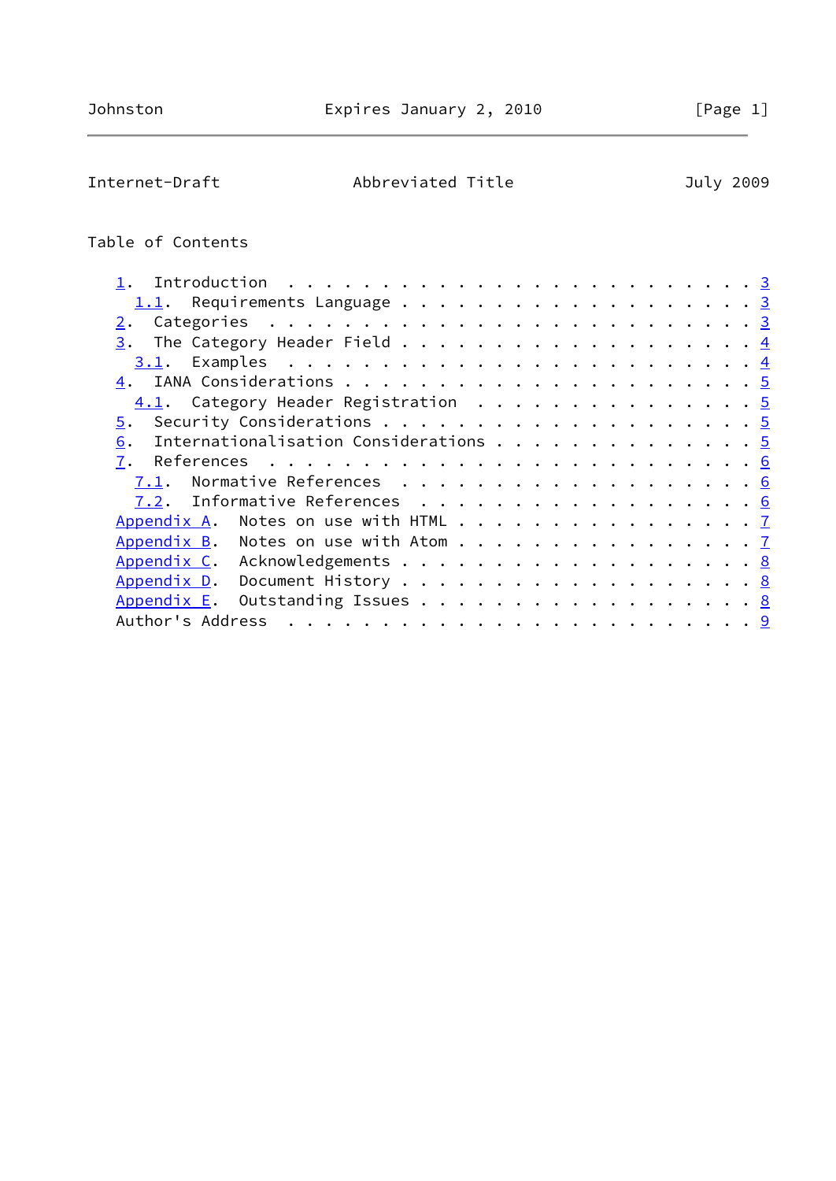Table of Contents

1. Introduction . . . . . . . . . . . . . . . . . . . . . . . . . 3
   1.1. Requirements Language . . . . . . . . . . . . . . . . . . . 3
2. Categories . . . . . . . . . . . . . . . . . . . . . . . . . . 3
3. The Category Header Field . . . . . . . . . . . . . . . . . . . 4
   3.1. Examples . . . . . . . . . . . . . . . . . . . . . . . . . 4
4. IANA Considerations . . . . . . . . . . . . . . . . . . . . . . 5
   4.1. Category Header Registration . . . . . . . . . . . . . . . 5
5. Security Considerations . . . . . . . . . . . . . . . . . . . . 5
6. Internationalisation Considerations . . . . . . . . . . . . . . 5
7. References . . . . . . . . . . . . . . . . . . . . . . . . . . 6
   7.1. Normative References . . . . . . . . . . . . . . . . . . . 6
   7.2. Informative References . . . . . . . . . . . . . . . . . . 6
Appendix A. Notes on use with HTML . . . . . . . . . . . . . . . . 7
Appendix B. Notes on use with Atom . . . . . . . . . . . . . . . . 7
Appendix C. Acknowledgements . . . . . . . . . . . . . . . . . . . 8
Appendix D. Document History . . . . . . . . . . . . . . . . . . . 8
Appendix E. Outstanding Issues . . . . . . . . . . . . . . . . . . 8
Author's Address . . . . . . . . . . . . . . . . . . . . . . . . . 9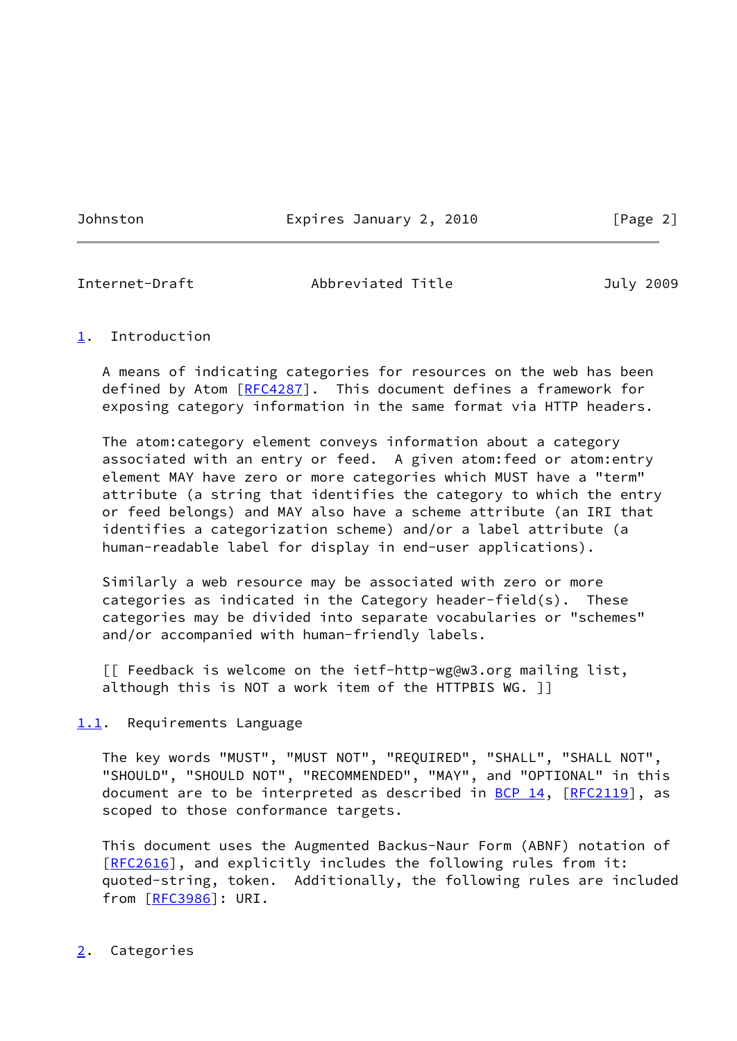## 1. Introduction

A means of indicating categories for resources on the web has been defined by Atom [RFC4287]. This document defines a framework for exposing category information in the same format via HTTP headers.

The atom:category element conveys information about a category associated with an entry or feed. A given atom:feed or atom:entry element MAY have zero or more categories which MUST have a "term" attribute (a string that identifies the category to which the entry or feed belongs) and MAY also have a scheme attribute (an IRI that identifies a categorization scheme) and/or a label attribute (a human-readable label for display in end-user applications).

Similarly a web resource may be associated with zero or more categories as indicated in the Category header-field(s). These categories may be divided into separate vocabularies or "schemes" and/or accompanied with human-friendly labels.

[[ Feedback is welcome on the ietf-http-wg@w3.org mailing list, although this is NOT a work item of the HTTPBIS WG. ]]

### 1.1. Requirements Language

The key words "MUST", "MUST NOT", "REQUIRED", "SHALL", "SHALL NOT", "SHOULD", "SHOULD NOT", "RECOMMENDED", "MAY", and "OPTIONAL" in this document are to be interpreted as described in BCP 14, [RFC2119], as scoped to those conformance targets.

This document uses the Augmented Backus-Naur Form (ABNF) notation of [RFC2616], and explicitly includes the following rules from it: quoted-string, token. Additionally, the following rules are included from [RFC3986]: URI.

## 2. Categories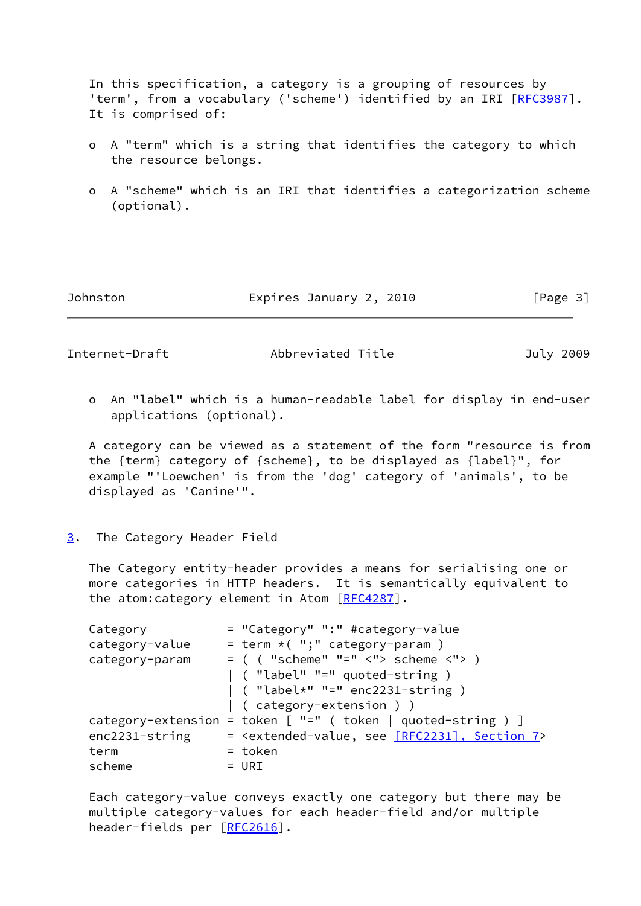In this specification, a category is a grouping of resources by 'term', from a vocabulary ('scheme') identified by an IRI [RFC3987]. It is comprised of:

- A "term" which is a string that identifies the category to which the resource belongs.

- A "scheme" which is an IRI that identifies a categorization scheme (optional).

- An "label" which is a human-readable label for display in end-user applications (optional).

A category can be viewed as a statement of the form "resource is from the {term} category of {scheme}, to be displayed as {label}", for example "'Loewchen' is from the 'dog' category of 'animals', to be displayed as 'Canine'".

## 3. The Category Header Field

The Category entity-header provides a means for serialising one or more categories in HTTP headers. It is semantically equivalent to the atom:category element in Atom [RFC4287].

```
Category           = "Category" ":" #category-value
category-value     = term *( ";" category-param )
category-param     = ( ( "scheme" "=" <"> scheme <"> )
                   | ( "label" "=" quoted-string )
                   | ( "label*" "=" enc2231-string )
                   | ( category-extension ) )
category-extension = token [ "=" ( token | quoted-string ) ]
enc2231-string     = <extended-value, see [RFC2231], Section 7>
term               = token
scheme             = URI
```

Each category-value conveys exactly one category but there may be multiple category-values for each header-field and/or multiple header-fields per [RFC2616].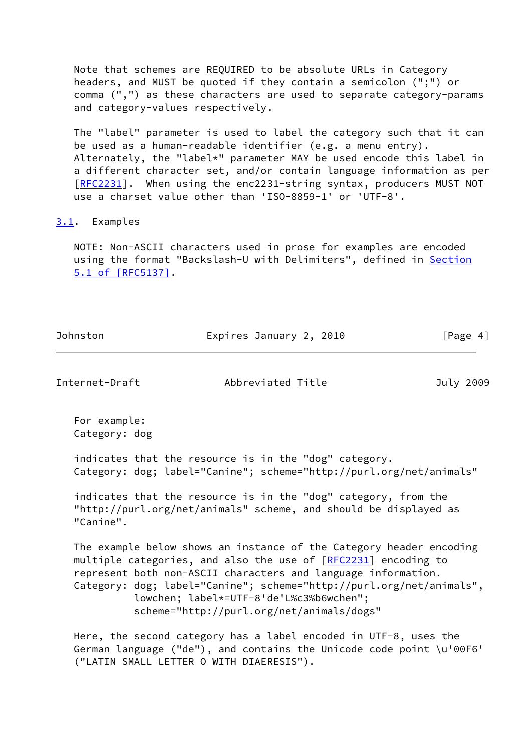Note that schemes are REQUIRED to be absolute URLs in Category headers, and MUST be quoted if they contain a semicolon (";") or comma (",") as these characters are used to separate category-params and category-values respectively.

The "label" parameter is used to label the category such that it can be used as a human-readable identifier (e.g. a menu entry). Alternately, the "label*" parameter MAY be used encode this label in a different character set, and/or contain language information as per [RFC2231]. When using the enc2231-string syntax, producers MUST NOT use a charset value other than 'ISO-8859-1' or 'UTF-8'.

## 3.1. Examples

NOTE: Non-ASCII characters used in prose for examples are encoded using the format "Backslash-U with Delimiters", defined in Section 5.1 of [RFC5137].

For example:

```
Category: dog
```

indicates that the resource is in the "dog" category.

```
Category: dog; label="Canine"; scheme="http://purl.org/net/animals"
```

indicates that the resource is in the "dog" category, from the "http://purl.org/net/animals" scheme, and should be displayed as "Canine".

The example below shows an instance of the Category header encoding multiple categories, and also the use of [RFC2231] encoding to represent both non-ASCII characters and language information.

```
Category: dog; label="Canine"; scheme="http://purl.org/net/animals",
          lowchen; label*=UTF-8'de'L%c3%b6wchen";
          scheme="http://purl.org/net/animals/dogs"
```

Here, the second category has a label encoded in UTF-8, uses the German language ("de"), and contains the Unicode code point \u'00F6' ("LATIN SMALL LETTER O WITH DIAERESIS").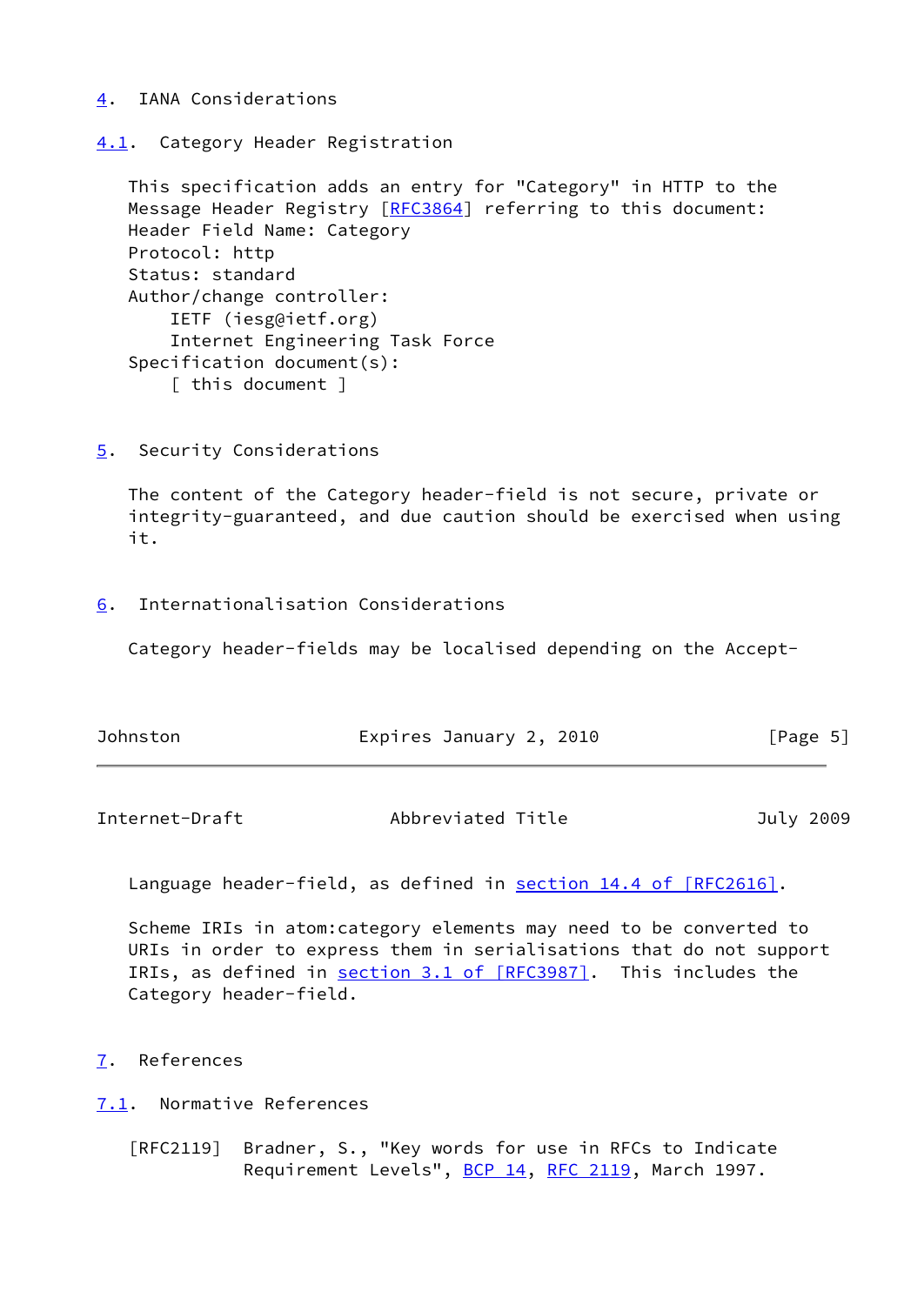## 4. IANA Considerations

### 4.1. Category Header Registration

This specification adds an entry for "Category" in HTTP to the Message Header Registry [RFC3864] referring to this document:

Header Field Name: Category
Protocol: http
Status: standard
Author/change controller:
    IETF (iesg@ietf.org)
    Internet Engineering Task Force
Specification document(s):
    [ this document ]

## 5. Security Considerations

The content of the Category header-field is not secure, private or integrity-guaranteed, and due caution should be exercised when using it.

## 6. Internationalisation Considerations

Category header-fields may be localised depending on the Accept-Language header-field, as defined in section 14.4 of [RFC2616].

Scheme IRIs in atom:category elements may need to be converted to URIs in order to express them in serialisations that do not support IRIs, as defined in section 3.1 of [RFC3987]. This includes the Category header-field.

## 7. References

### 7.1. Normative References

[RFC2119] Bradner, S., "Key words for use in RFCs to Indicate Requirement Levels", BCP 14, RFC 2119, March 1997.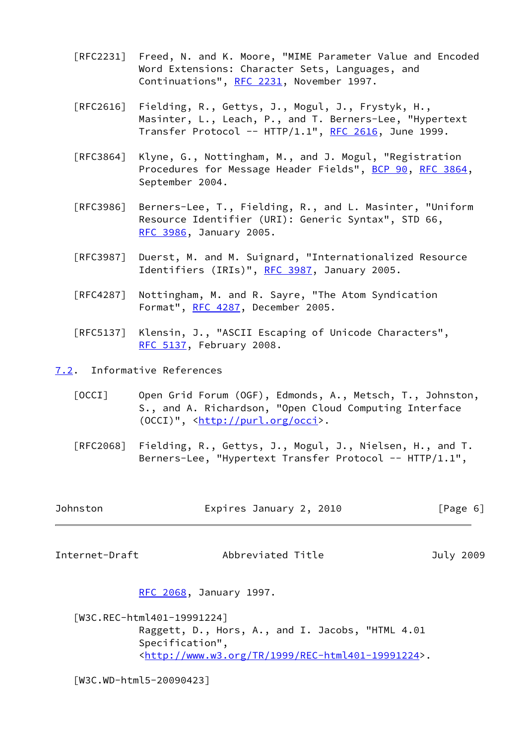[RFC2231] Freed, N. and K. Moore, "MIME Parameter Value and Encoded Word Extensions: Character Sets, Languages, and Continuations", RFC 2231, November 1997.

[RFC2616] Fielding, R., Gettys, J., Mogul, J., Frystyk, H., Masinter, L., Leach, P., and T. Berners-Lee, "Hypertext Transfer Protocol -- HTTP/1.1", RFC 2616, June 1999.

[RFC3864] Klyne, G., Nottingham, M., and J. Mogul, "Registration Procedures for Message Header Fields", BCP 90, RFC 3864, September 2004.

[RFC3986] Berners-Lee, T., Fielding, R., and L. Masinter, "Uniform Resource Identifier (URI): Generic Syntax", STD 66, RFC 3986, January 2005.

[RFC3987] Duerst, M. and M. Suignard, "Internationalized Resource Identifiers (IRIs)", RFC 3987, January 2005.

[RFC4287] Nottingham, M. and R. Sayre, "The Atom Syndication Format", RFC 4287, December 2005.

[RFC5137] Klensin, J., "ASCII Escaping of Unicode Characters", RFC 5137, February 2008.

## 7.2. Informative References

[OCCI] Open Grid Forum (OGF), Edmonds, A., Metsch, T., Johnston, S., and A. Richardson, "Open Cloud Computing Interface (OCCI)", <http://purl.org/occi>.

[RFC2068] Fielding, R., Gettys, J., Mogul, J., Nielsen, H., and T. Berners-Lee, "Hypertext Transfer Protocol -- HTTP/1.1", RFC 2068, January 1997.

[W3C.REC-html401-19991224] Raggett, D., Hors, A., and I. Jacobs, "HTML 4.01 Specification", <http://www.w3.org/TR/1999/REC-html401-19991224>.

[W3C.WD-html5-20090423]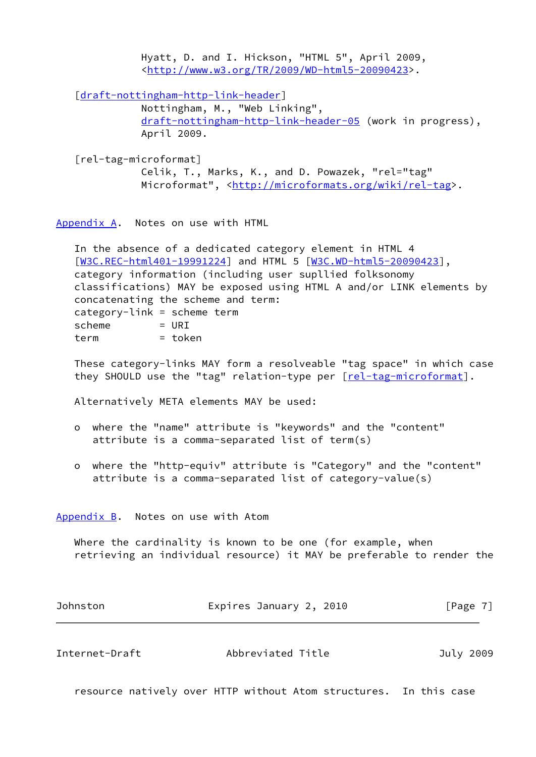Hyatt, D. and I. Hickson, "HTML 5", April 2009, <http://www.w3.org/TR/2009/WD-html5-20090423>.

[draft-nottingham-http-link-header]
Nottingham, M., "Web Linking", draft-nottingham-http-link-header-05 (work in progress), April 2009.

[rel-tag-microformat]
Celik, T., Marks, K., and D. Powazek, "rel="tag" Microformat", <http://microformats.org/wiki/rel-tag>.

## Appendix A. Notes on use with HTML

In the absence of a dedicated category element in HTML 4 [W3C.REC-html401-19991224] and HTML 5 [W3C.WD-html5-20090423], category information (including user supllied folksonomy classifications) MAY be exposed using HTML A and/or LINK elements by concatenating the scheme and term:

```
category-link = scheme term
scheme        = URI
term          = token
```

These category-links MAY form a resolveable "tag space" in which case they SHOULD use the "tag" relation-type per [rel-tag-microformat].

Alternatively META elements MAY be used:

- where the "name" attribute is "keywords" and the "content" attribute is a comma-separated list of term(s)
- where the "http-equiv" attribute is "Category" and the "content" attribute is a comma-separated list of category-value(s)

## Appendix B. Notes on use with Atom

Where the cardinality is known to be one (for example, when retrieving an individual resource) it MAY be preferable to render the resource natively over HTTP without Atom structures. In this case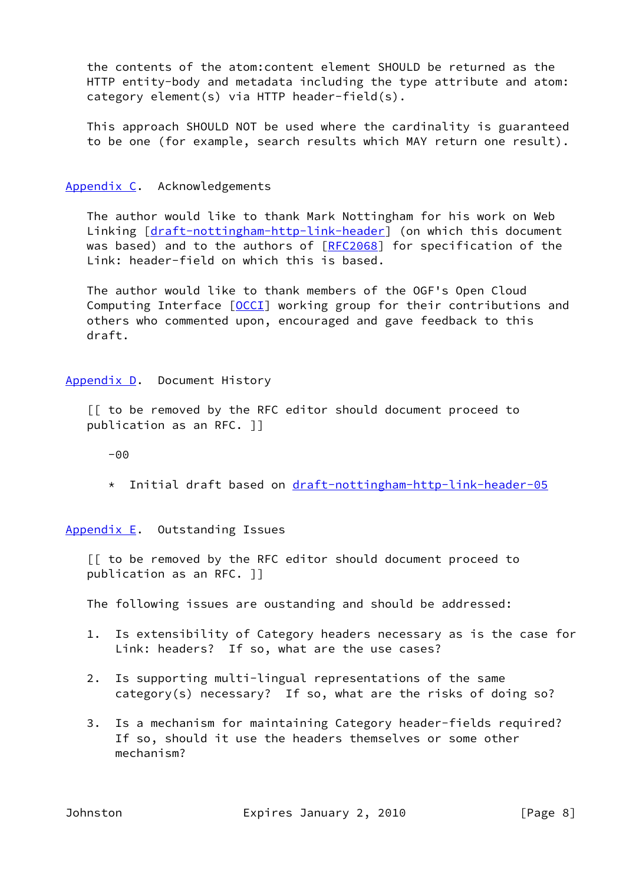the contents of the atom:content element SHOULD be returned as the HTTP entity-body and metadata including the type attribute and atom: category element(s) via HTTP header-field(s).

This approach SHOULD NOT be used where the cardinality is guaranteed to be one (for example, search results which MAY return one result).

## Appendix C. Acknowledgements

The author would like to thank Mark Nottingham for his work on Web Linking [draft-nottingham-http-link-header] (on which this document was based) and to the authors of [RFC2068] for specification of the Link: header-field on which this is based.

The author would like to thank members of the OGF's Open Cloud Computing Interface [OCCI] working group for their contributions and others who commented upon, encouraged and gave feedback to this draft.

## Appendix D. Document History

[[ to be removed by the RFC editor should document proceed to publication as an RFC. ]]

-00

* Initial draft based on draft-nottingham-http-link-header-05

## Appendix E. Outstanding Issues

[[ to be removed by the RFC editor should document proceed to publication as an RFC. ]]

The following issues are oustanding and should be addressed:

1. Is extensibility of Category headers necessary as is the case for Link: headers? If so, what are the use cases?

2. Is supporting multi-lingual representations of the same category(s) necessary? If so, what are the risks of doing so?

3. Is a mechanism for maintaining Category header-fields required? If so, should it use the headers themselves or some other mechanism?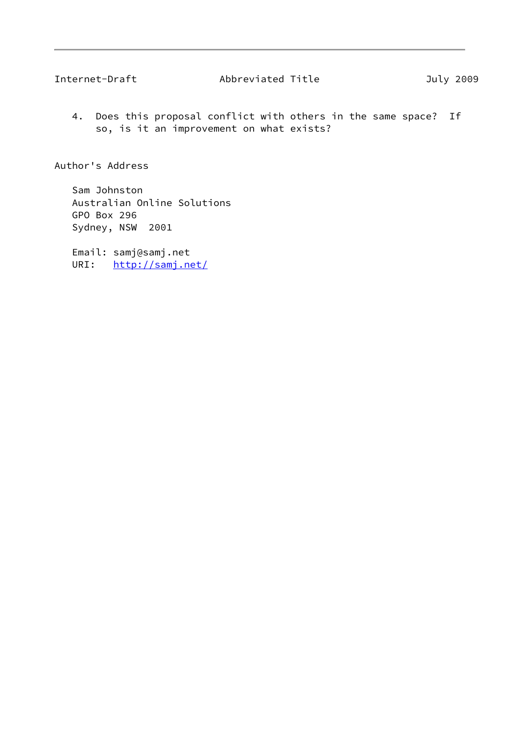4. Does this proposal conflict with others in the same space? If so, is it an improvement on what exists?

# Author's Address

Sam Johnston
Australian Online Solutions
GPO Box 296
Sydney, NSW 2001

Email: samj@samj.net
URI: http://samj.net/